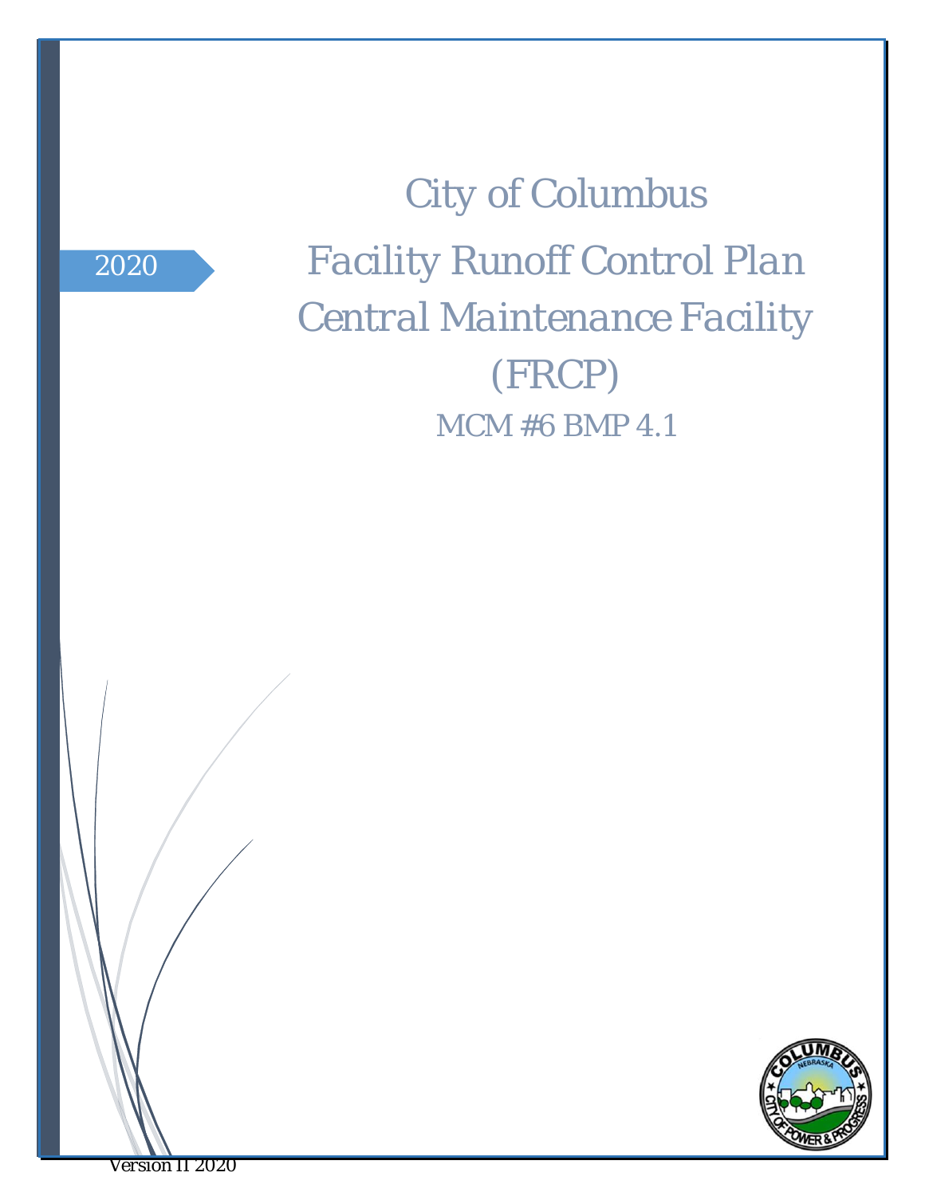2020

# City of Columbus

## Facility Runoff Control Plan Central Maintenance Facility (FRCP)

MCM #6 BMP 4.1

Version II 2020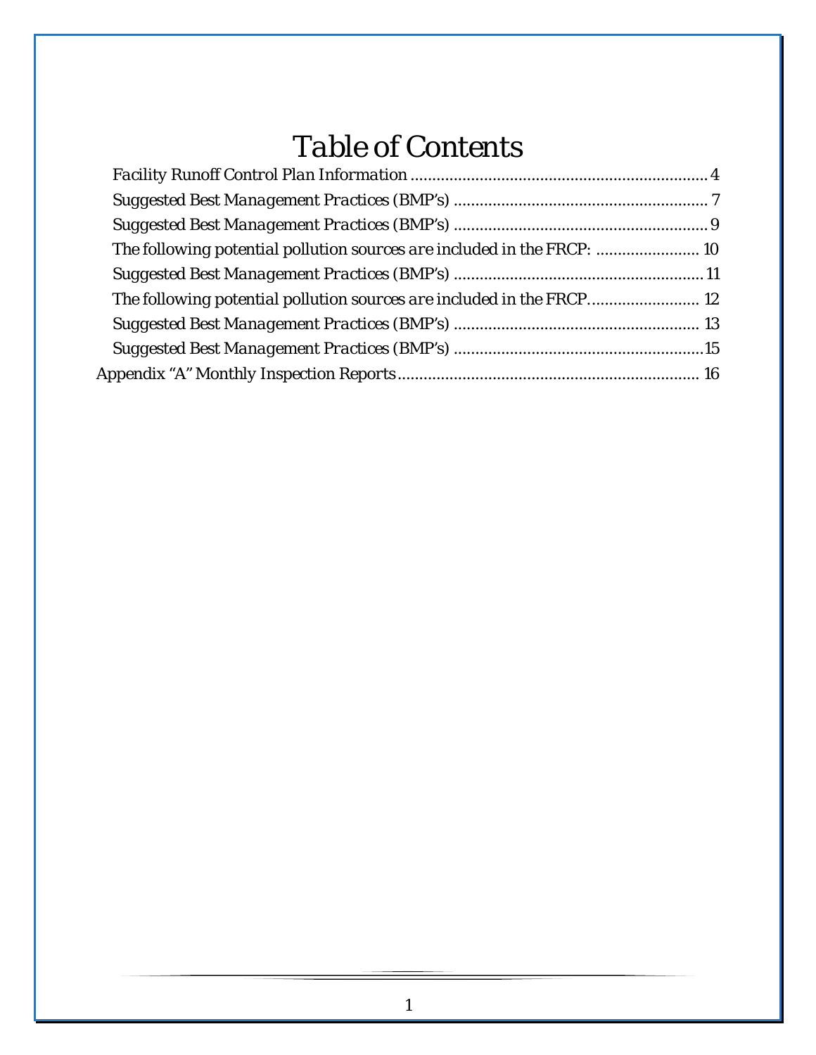# Table of Contents

- Facility Runoff Control Plan Information .................................................................... 4
- Suggested Best Management Practices (BMP's) ........................................................... 7
- Suggested Best Management Practices (BMP's) ........................................................... 9
- The following potential pollution sources are included in the FRCP: ........................ 10
- Suggested Best Management Practices (BMP's) ......................................................... 11
- The following potential pollution sources are included in the FRCP. ......................... 12
- Suggested Best Management Practices (BMP's) ......................................................... 13
- Suggested Best Management Practices (BMP's) ..........................................................15

Appendix "A" Monthly Inspection Reports ....................................................................... 16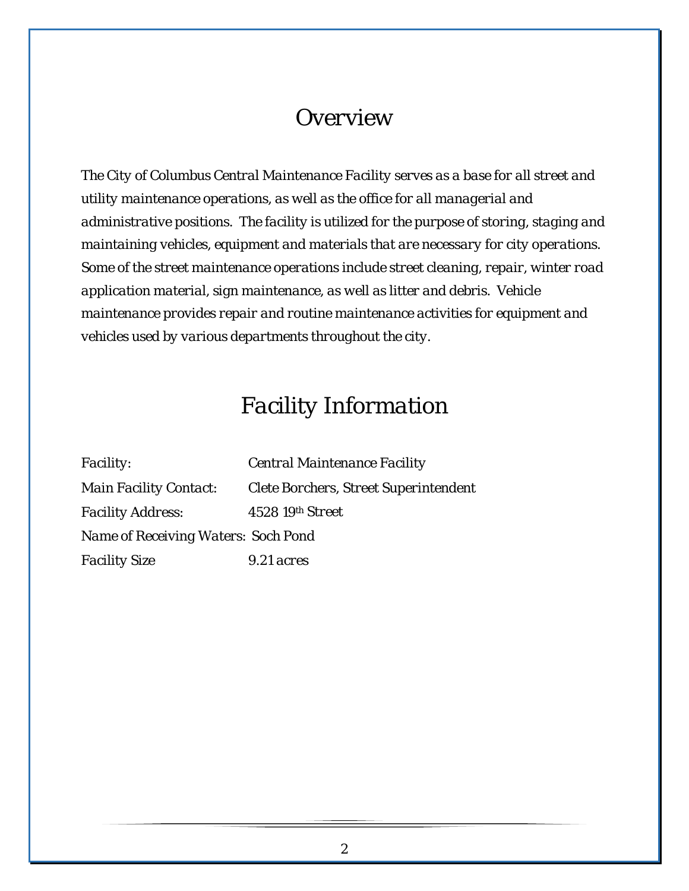# Overview

The City of Columbus Central Maintenance Facility serves as a base for all street and utility maintenance operations, as well as the office for all managerial and administrative positions. The facility is utilized for the purpose of storing, staging and maintaining vehicles, equipment and materials that are necessary for city operations. Some of the street maintenance operations include street cleaning, repair, winter road application material, sign maintenance, as well as litter and debris. Vehicle maintenance provides repair and routine maintenance activities for equipment and vehicles used by various departments throughout the city.

# Facility Information

| | |
|---|---|
| Facility: | Central Maintenance Facility |
| Main Facility Contact: | Clete Borchers, Street Superintendent |
| Facility Address: | 4528 19th Street |
| Name of Receiving Waters: | Soch Pond |
| Facility Size | 9.21 acres |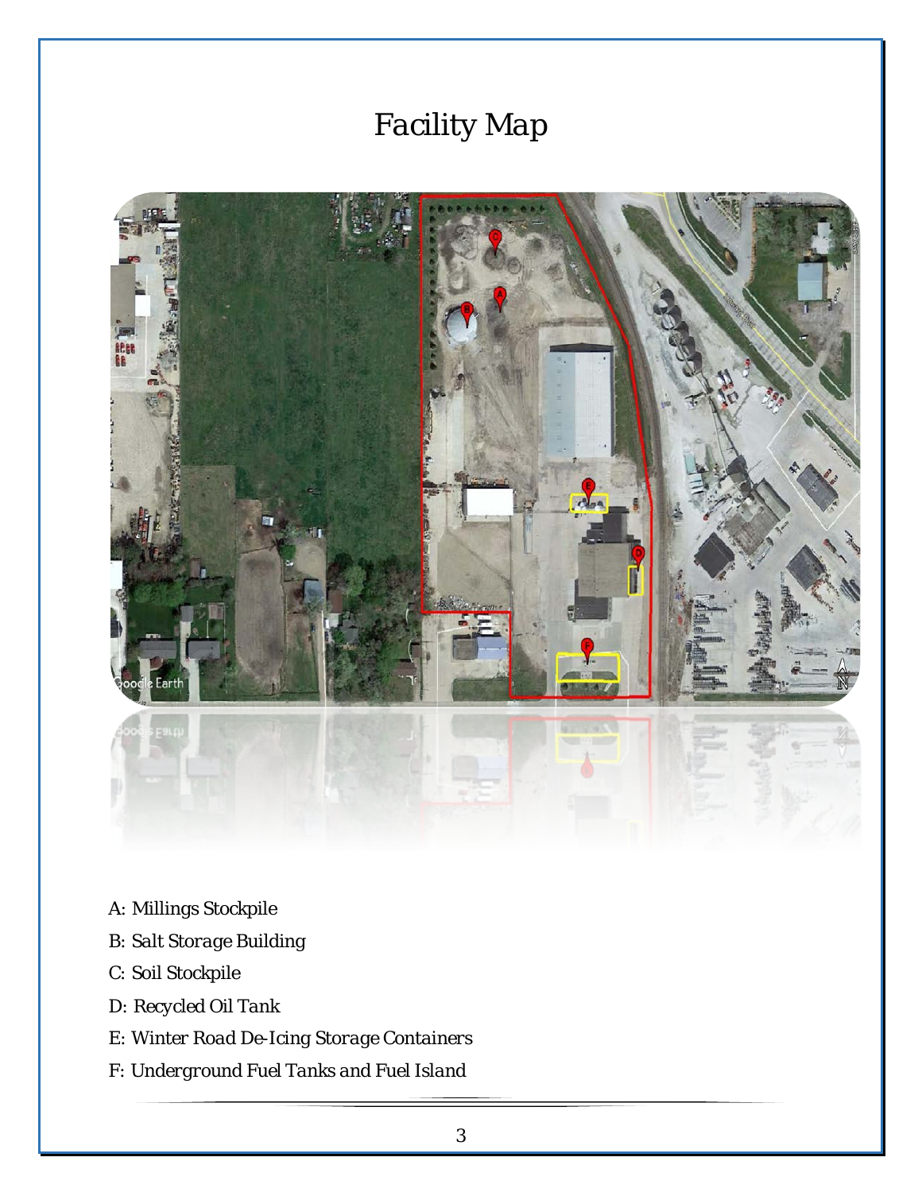# Facility Map

A: Millings Stockpile

B: Salt Storage Building

C: Soil Stockpile

D: Recycled Oil Tank

E: Winter Road De-Icing Storage Containers

F: Underground Fuel Tanks and Fuel Island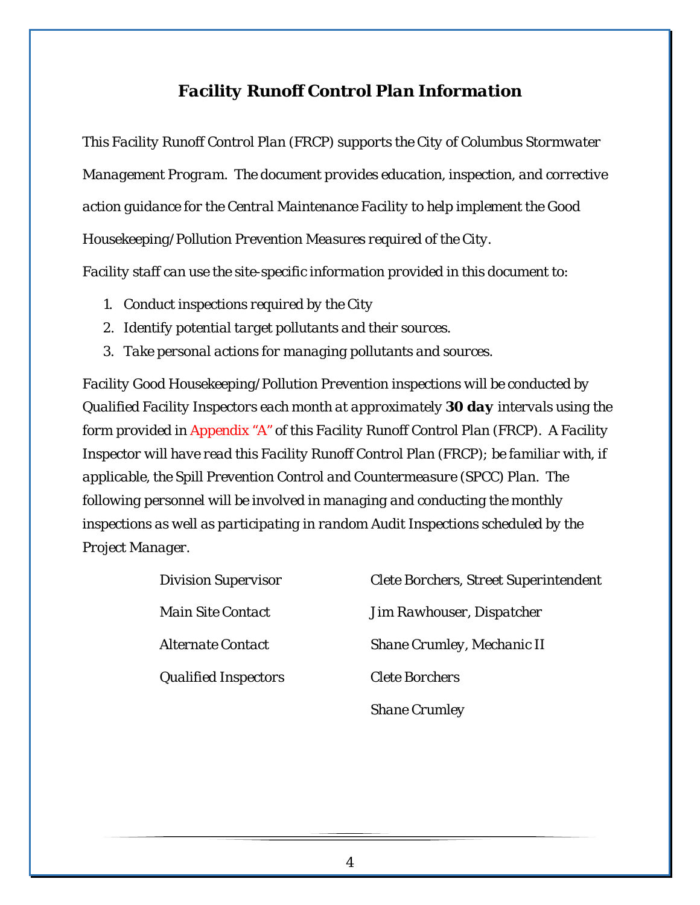## Facility Runoff Control Plan Information

This Facility Runoff Control Plan (FRCP) supports the City of Columbus Stormwater Management Program. The document provides education, inspection, and corrective action guidance for the Central Maintenance Facility to help implement the Good Housekeeping/Pollution Prevention Measures required of the City.

Facility staff can use the site-specific information provided in this document to:

1. Conduct inspections required by the City
2. Identify potential target pollutants and their sources.
3. Take personal actions for managing pollutants and sources.

Facility Good Housekeeping/Pollution Prevention inspections will be conducted by Qualified Facility Inspectors each month at approximately **30 day** intervals using the form provided in Appendix "A" of this Facility Runoff Control Plan (FRCP). A Facility Inspector will have read this Facility Runoff Control Plan (FRCP); be familiar with, if applicable, the Spill Prevention Control and Countermeasure (SPCC) Plan. The following personnel will be involved in managing and conducting the monthly inspections as well as participating in random Audit Inspections scheduled by the Project Manager.

| | |
|---|---|
| Division Supervisor | Clete Borchers, Street Superintendent |
| Main Site Contact | Jim Rawhouser, Dispatcher |
| Alternate Contact | Shane Crumley, Mechanic II |
| Qualified Inspectors | Clete Borchers |
| | Shane Crumley |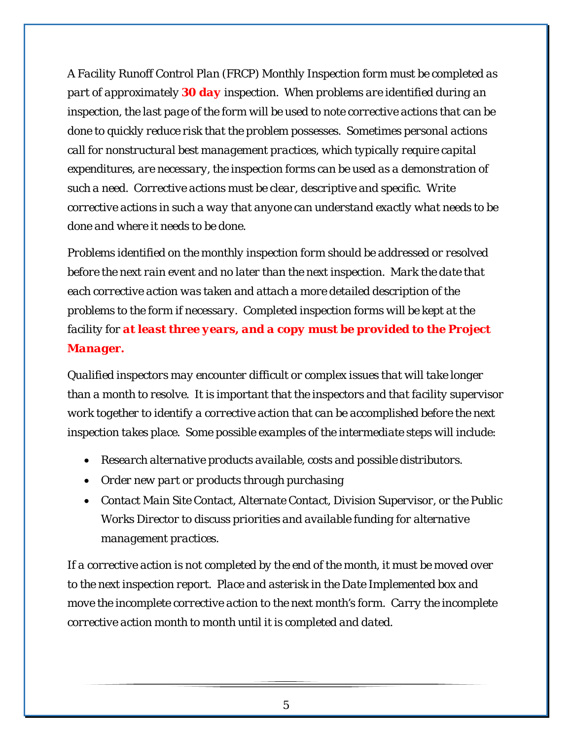A Facility Runoff Control Plan (FRCP) Monthly Inspection form must be completed as part of approximately **30 day** inspection. When problems are identified during an inspection, the last page of the form will be used to note corrective actions that can be done to quickly reduce risk that the problem possesses. Sometimes personal actions call for nonstructural best management practices, which typically require capital expenditures, are necessary, the inspection forms can be used as a demonstration of such a need. Corrective actions must be clear, descriptive and specific. Write corrective actions in such a way that anyone can understand exactly what needs to be done and where it needs to be done.

Problems identified on the monthly inspection form should be addressed or resolved before the next rain event and no later than the next inspection. Mark the date that each corrective action was taken and attach a more detailed description of the problems to the form if necessary. Completed inspection forms will be kept at the facility for ***at least three years, and a copy must be provided to the Project Manager.***

Qualified inspectors may encounter difficult or complex issues that will take longer than a month to resolve. It is important that the inspectors and that facility supervisor work together to identify a corrective action that can be accomplished before the next inspection takes place. Some possible examples of the intermediate steps will include:

- Research alternative products available, costs and possible distributors.
- Order new part or products through purchasing
- Contact Main Site Contact, Alternate Contact, Division Supervisor, or the Public Works Director to discuss priorities and available funding for alternative management practices.

If a corrective action is not completed by the end of the month, it must be moved over to the next inspection report. Place and asterisk in the Date Implemented box and move the incomplete corrective action to the next month's form. Carry the incomplete corrective action month to month until it is completed and dated.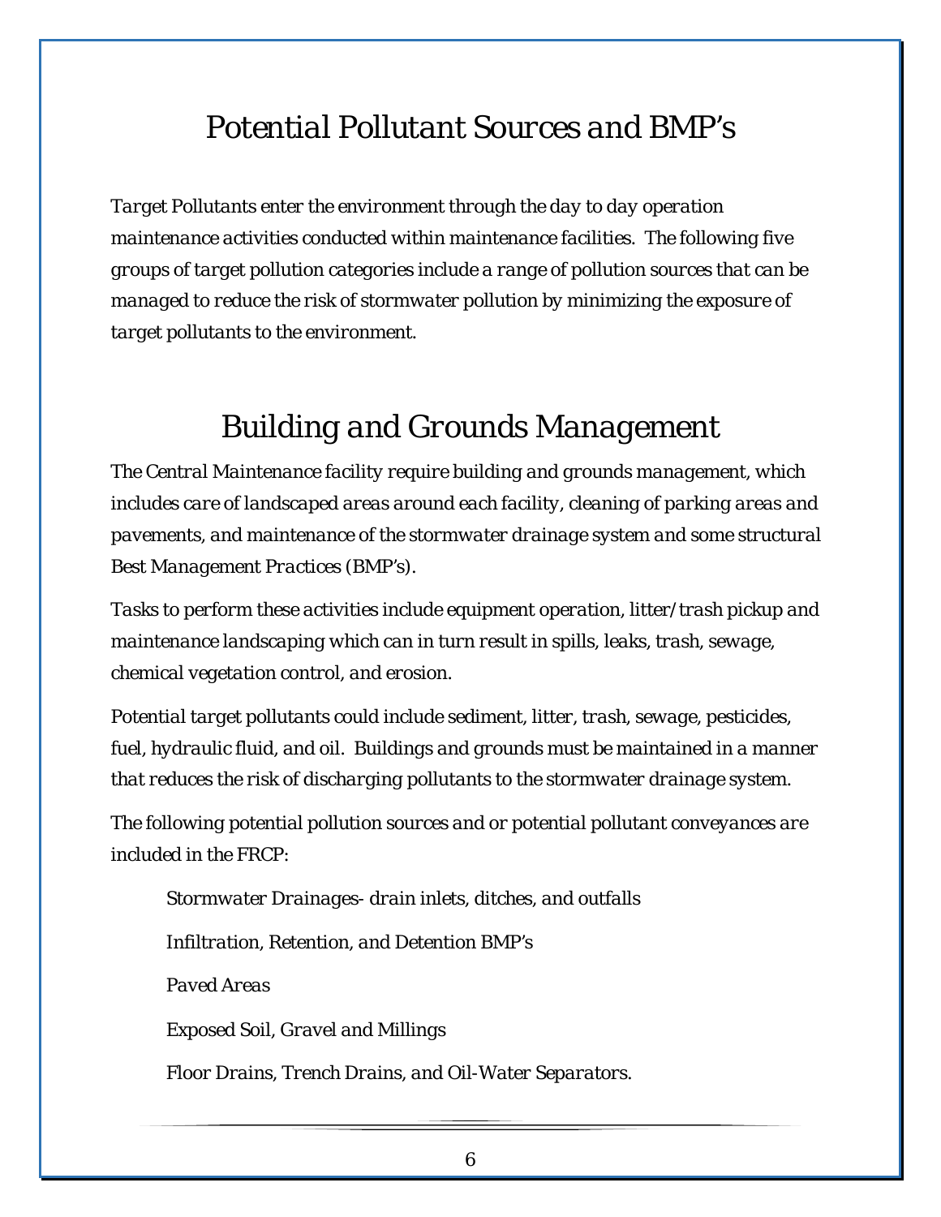# Potential Pollutant Sources and BMP's

Target Pollutants enter the environment through the day to day operation maintenance activities conducted within maintenance facilities. The following five groups of target pollution categories include a range of pollution sources that can be managed to reduce the risk of stormwater pollution by minimizing the exposure of target pollutants to the environment.

# Building and Grounds Management

The Central Maintenance facility require building and grounds management, which includes care of landscaped areas around each facility, cleaning of parking areas and pavements, and maintenance of the stormwater drainage system and some structural Best Management Practices (BMP's).

Tasks to perform these activities include equipment operation, litter/trash pickup and maintenance landscaping which can in turn result in spills, leaks, trash, sewage, chemical vegetation control, and erosion.

Potential target pollutants could include sediment, litter, trash, sewage, pesticides, fuel, hydraulic fluid, and oil. Buildings and grounds must be maintained in a manner that reduces the risk of discharging pollutants to the stormwater drainage system.

The following potential pollution sources and or potential pollutant conveyances are included in the FRCP:

- Stormwater Drainages- drain inlets, ditches, and outfalls
- Infiltration, Retention, and Detention BMP's
- Paved Areas
- Exposed Soil, Gravel and Millings
- Floor Drains, Trench Drains, and Oil-Water Separators.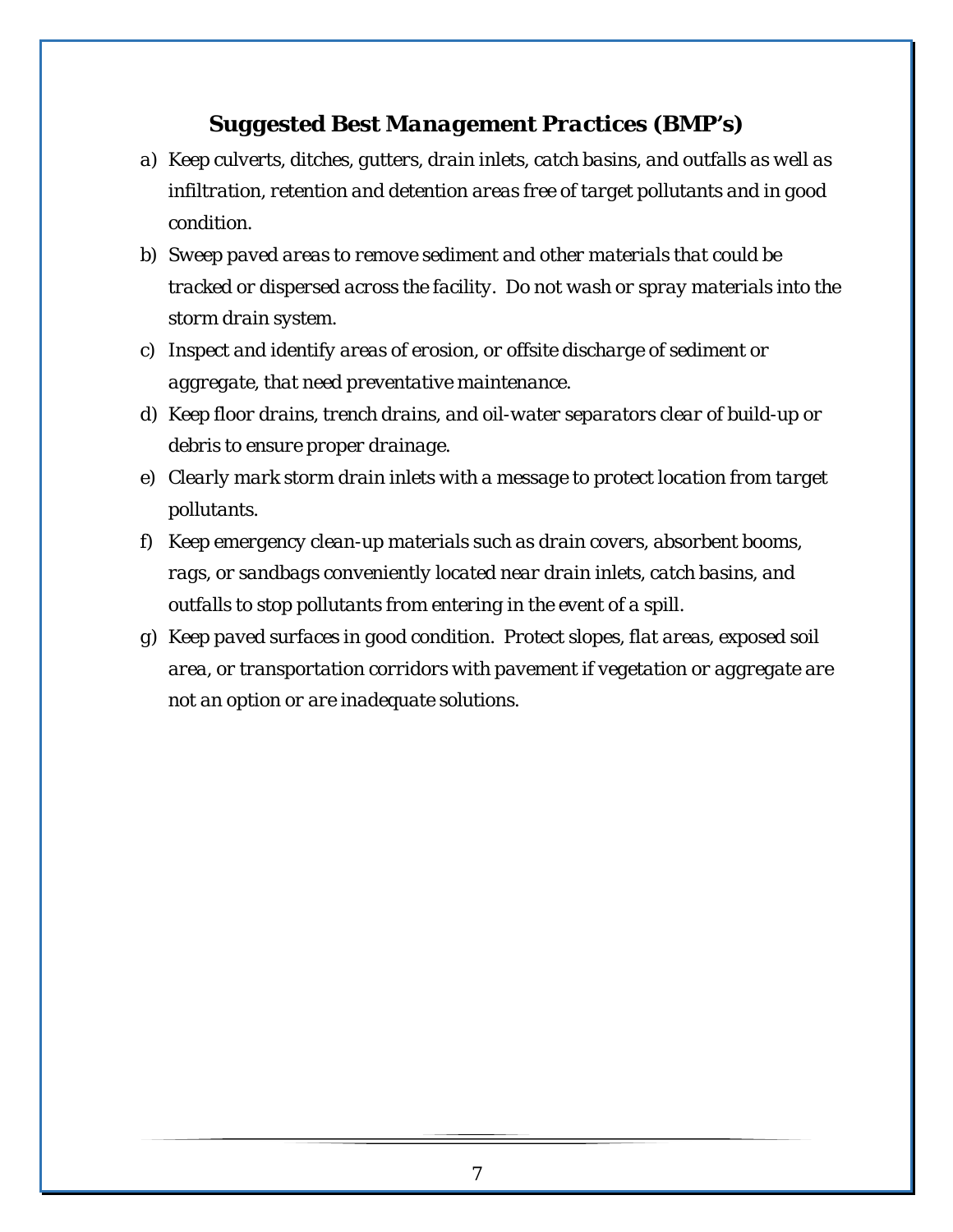## *Suggested Best Management Practices (BMP's)*

a) *Keep culverts, ditches, gutters, drain inlets, catch basins, and outfalls as well as infiltration, retention and detention areas free of target pollutants and in good condition.*
b) *Sweep paved areas to remove sediment and other materials that could be tracked or dispersed across the facility. Do not wash or spray materials into the storm drain system.*
c) *Inspect and identify areas of erosion, or offsite discharge of sediment or aggregate, that need preventative maintenance.*
d) *Keep floor drains, trench drains, and oil-water separators clear of build-up or debris to ensure proper drainage.*
e) *Clearly mark storm drain inlets with a message to protect location from target pollutants.*
f) *Keep emergency clean-up materials such as drain covers, absorbent booms, rags, or sandbags conveniently located near drain inlets, catch basins, and outfalls to stop pollutants from entering in the event of a spill.*
g) *Keep paved surfaces in good condition. Protect slopes, flat areas, exposed soil area, or transportation corridors with pavement if vegetation or aggregate are not an option or are inadequate solutions.*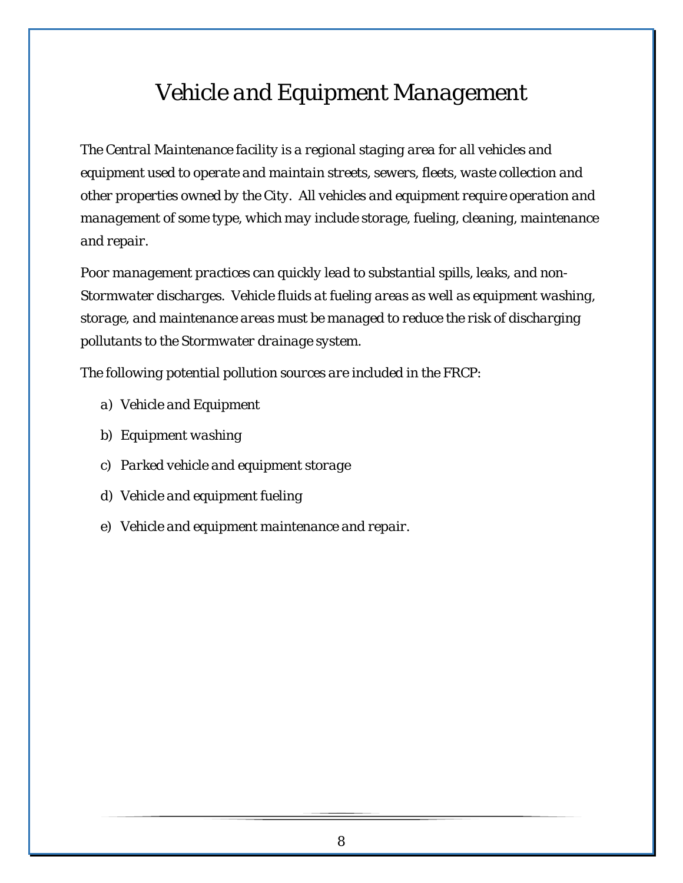# Vehicle and Equipment Management

The Central Maintenance facility is a regional staging area for all vehicles and equipment used to operate and maintain streets, sewers, fleets, waste collection and other properties owned by the City. All vehicles and equipment require operation and management of some type, which may include storage, fueling, cleaning, maintenance and repair.

Poor management practices can quickly lead to substantial spills, leaks, and non-Stormwater discharges. Vehicle fluids at fueling areas as well as equipment washing, storage, and maintenance areas must be managed to reduce the risk of discharging pollutants to the Stormwater drainage system.

The following potential pollution sources are included in the FRCP:

a) Vehicle and Equipment

b) Equipment washing

c) Parked vehicle and equipment storage

d) Vehicle and equipment fueling

e) Vehicle and equipment maintenance and repair.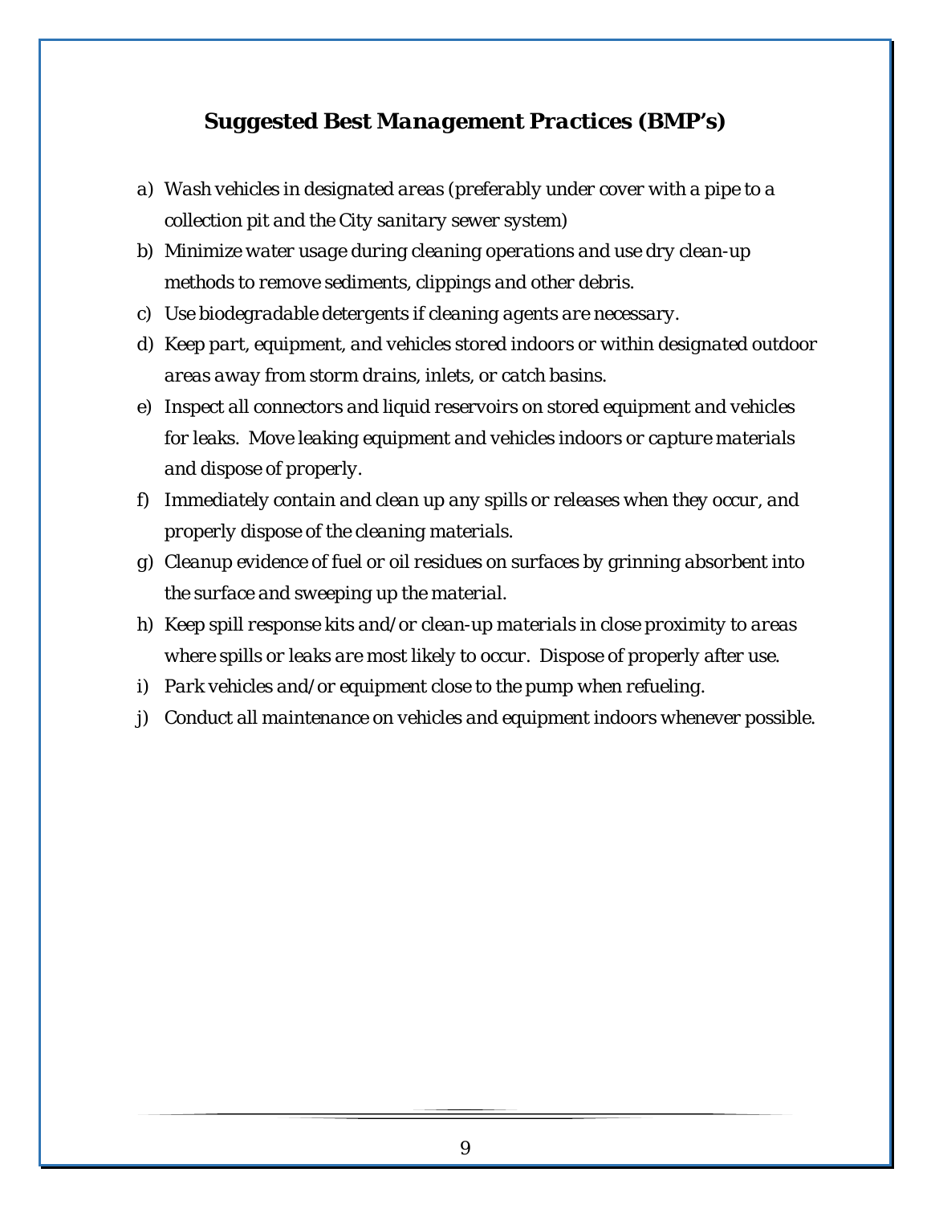## *Suggested Best Management Practices (BMP's)*

*a) Wash vehicles in designated areas (preferably under cover with a pipe to a collection pit and the City sanitary sewer system)*

*b) Minimize water usage during cleaning operations and use dry clean-up methods to remove sediments, clippings and other debris.*

*c) Use biodegradable detergents if cleaning agents are necessary.*

*d) Keep part, equipment, and vehicles stored indoors or within designated outdoor areas away from storm drains, inlets, or catch basins.*

*e) Inspect all connectors and liquid reservoirs on stored equipment and vehicles for leaks. Move leaking equipment and vehicles indoors or capture materials and dispose of properly.*

*f) Immediately contain and clean up any spills or releases when they occur, and properly dispose of the cleaning materials.*

*g) Cleanup evidence of fuel or oil residues on surfaces by grinning absorbent into the surface and sweeping up the material.*

*h) Keep spill response kits and/or clean-up materials in close proximity to areas where spills or leaks are most likely to occur. Dispose of properly after use.*

*i) Park vehicles and/or equipment close to the pump when refueling.*

*j) Conduct all maintenance on vehicles and equipment indoors whenever possible.*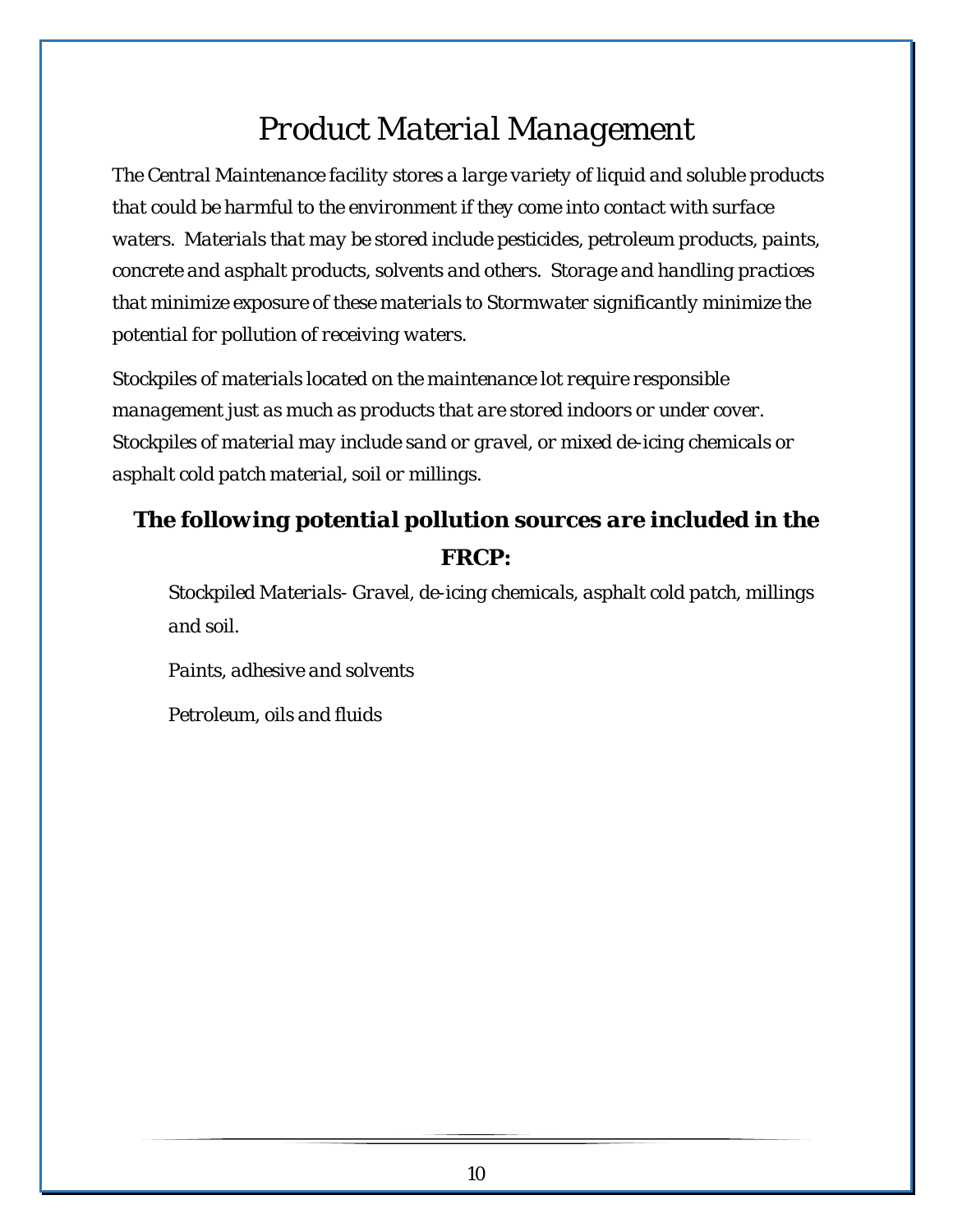# Product Material Management

The Central Maintenance facility stores a large variety of liquid and soluble products that could be harmful to the environment if they come into contact with surface waters. Materials that may be stored include pesticides, petroleum products, paints, concrete and asphalt products, solvents and others. Storage and handling practices that minimize exposure of these materials to Stormwater significantly minimize the potential for pollution of receiving waters.

Stockpiles of materials located on the maintenance lot require responsible management just as much as products that are stored indoors or under cover. Stockpiles of material may include sand or gravel, or mixed de-icing chemicals or asphalt cold patch material, soil or millings.

### The following potential pollution sources are included in the FRCP:

- Stockpiled Materials- Gravel, de-icing chemicals, asphalt cold patch, millings and soil.
- Paints, adhesive and solvents
- Petroleum, oils and fluids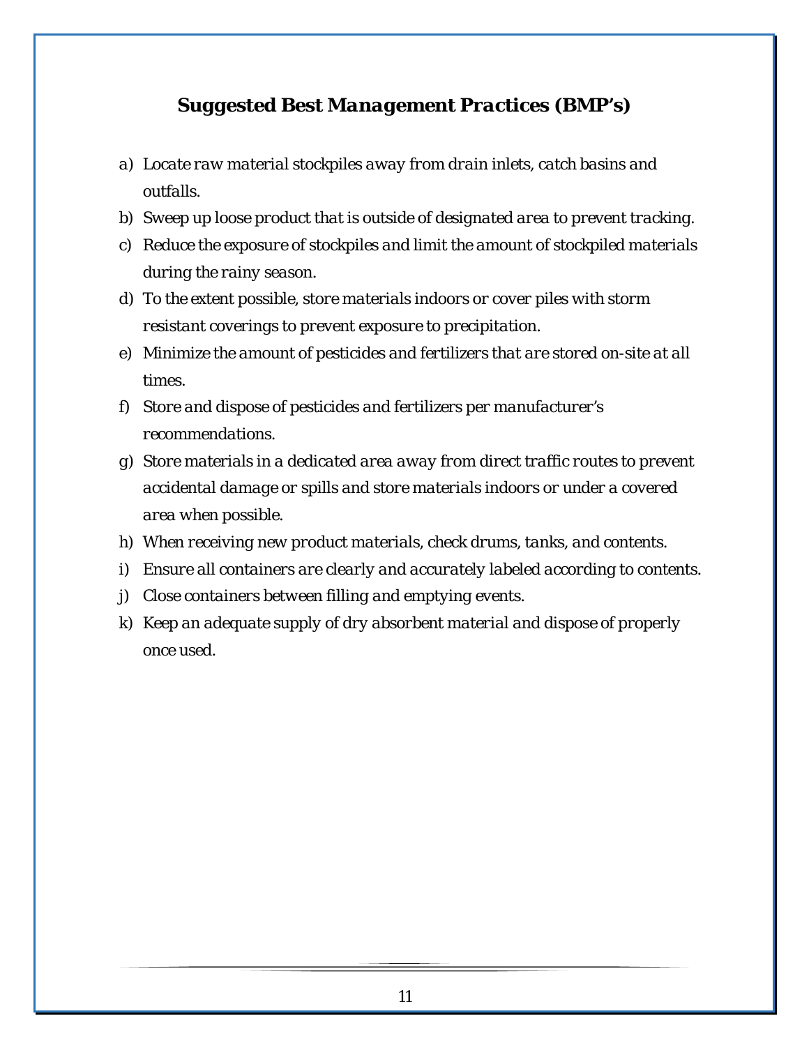## *Suggested Best Management Practices (BMP's)*

a) *Locate raw material stockpiles away from drain inlets, catch basins and outfalls.*
b) *Sweep up loose product that is outside of designated area to prevent tracking.*
c) *Reduce the exposure of stockpiles and limit the amount of stockpiled materials during the rainy season.*
d) *To the extent possible, store materials indoors or cover piles with storm resistant coverings to prevent exposure to precipitation.*
e) *Minimize the amount of pesticides and fertilizers that are stored on-site at all times.*
f) *Store and dispose of pesticides and fertilizers per manufacturer's recommendations.*
g) *Store materials in a dedicated area away from direct traffic routes to prevent accidental damage or spills and store materials indoors or under a covered area when possible.*
h) *When receiving new product materials, check drums, tanks, and contents.*
i) *Ensure all containers are clearly and accurately labeled according to contents.*
j) *Close containers between filling and emptying events.*
k) *Keep an adequate supply of dry absorbent material and dispose of properly once used.*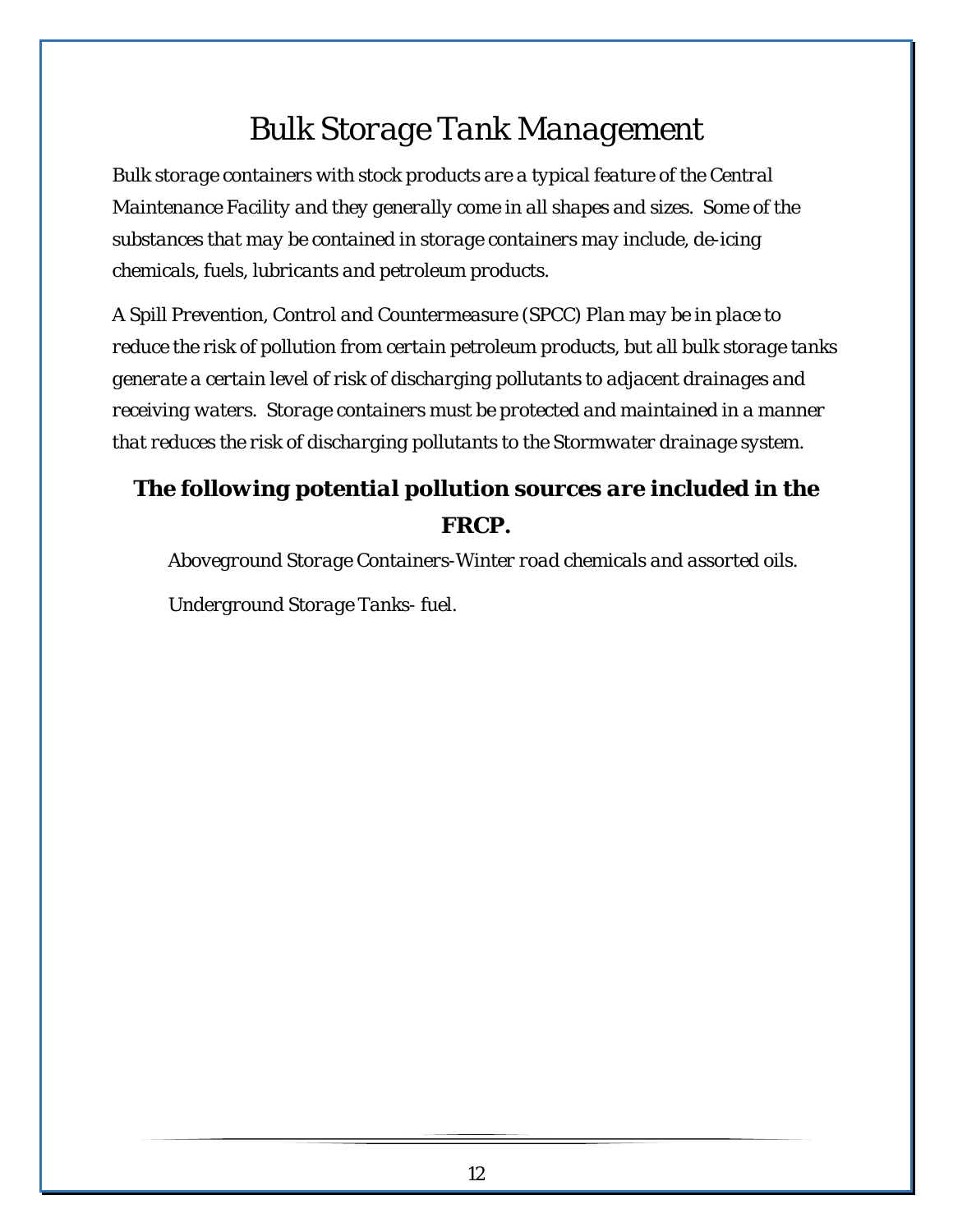# Bulk Storage Tank Management

*Bulk storage containers with stock products are a typical feature of the Central Maintenance Facility and they generally come in all shapes and sizes. Some of the substances that may be contained in storage containers may include, de-icing chemicals, fuels, lubricants and petroleum products.*

*A Spill Prevention, Control and Countermeasure (SPCC) Plan may be in place to reduce the risk of pollution from certain petroleum products, but all bulk storage tanks generate a certain level of risk of discharging pollutants to adjacent drainages and receiving waters. Storage containers must be protected and maintained in a manner that reduces the risk of discharging pollutants to the Stormwater drainage system.*

### ***The following potential pollution sources are included in the FRCP.***

*Aboveground Storage Containers-Winter road chemicals and assorted oils.*

*Underground Storage Tanks- fuel.*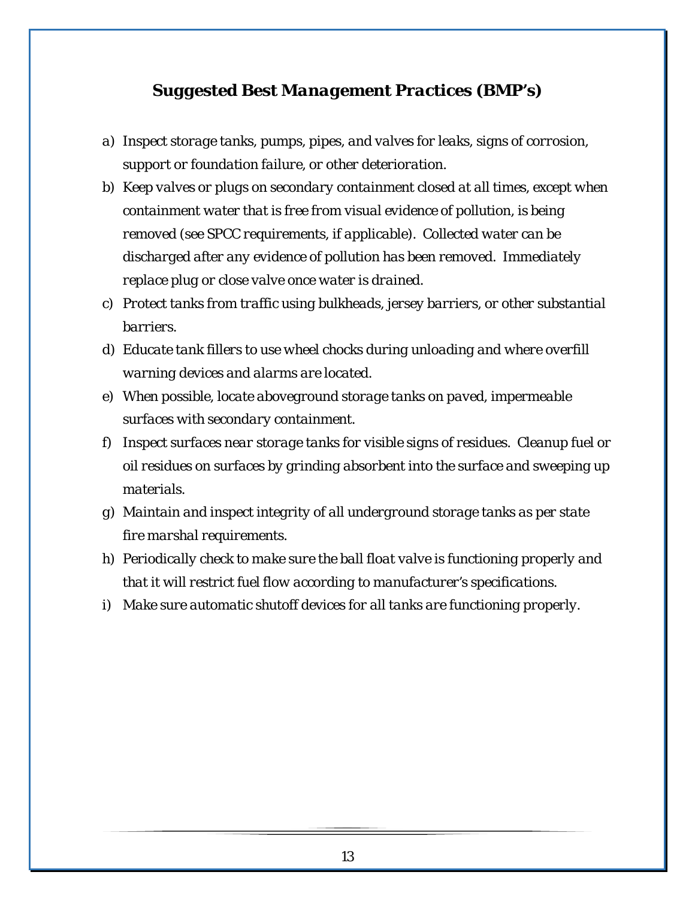## *Suggested Best Management Practices (BMP's)*

*a) Inspect storage tanks, pumps, pipes, and valves for leaks, signs of corrosion, support or foundation failure, or other deterioration.*

*b) Keep valves or plugs on secondary containment closed at all times, except when containment water that is free from visual evidence of pollution, is being removed (see SPCC requirements, if applicable). Collected water can be discharged after any evidence of pollution has been removed. Immediately replace plug or close valve once water is drained.*

*c) Protect tanks from traffic using bulkheads, jersey barriers, or other substantial barriers.*

*d) Educate tank fillers to use wheel chocks during unloading and where overfill warning devices and alarms are located.*

*e) When possible, locate aboveground storage tanks on paved, impermeable surfaces with secondary containment.*

*f) Inspect surfaces near storage tanks for visible signs of residues. Cleanup fuel or oil residues on surfaces by grinding absorbent into the surface and sweeping up materials.*

*g) Maintain and inspect integrity of all underground storage tanks as per state fire marshal requirements.*

*h) Periodically check to make sure the ball float valve is functioning properly and that it will restrict fuel flow according to manufacturer's specifications.*

*i) Make sure automatic shutoff devices for all tanks are functioning properly.*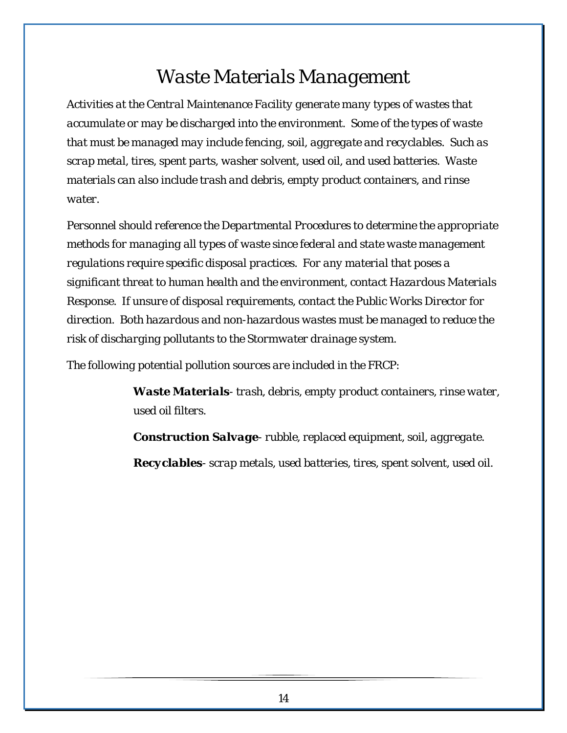# Waste Materials Management

Activities at the Central Maintenance Facility generate many types of wastes that accumulate or may be discharged into the environment. Some of the types of waste that must be managed may include fencing, soil, aggregate and recyclables. Such as scrap metal, tires, spent parts, washer solvent, used oil, and used batteries. Waste materials can also include trash and debris, empty product containers, and rinse water.

Personnel should reference the Departmental Procedures to determine the appropriate methods for managing all types of waste since federal and state waste management regulations require specific disposal practices. For any material that poses a significant threat to human health and the environment, contact Hazardous Materials Response. If unsure of disposal requirements, contact the Public Works Director for direction. Both hazardous and non-hazardous wastes must be managed to reduce the risk of discharging pollutants to the Stormwater drainage system.

The following potential pollution sources are included in the FRCP:

> **Waste Materials**- trash, debris, empty product containers, rinse water, used oil filters.
>
> **Construction Salvage**- rubble, replaced equipment, soil, aggregate.
>
> **Recyclables**- scrap metals, used batteries, tires, spent solvent, used oil.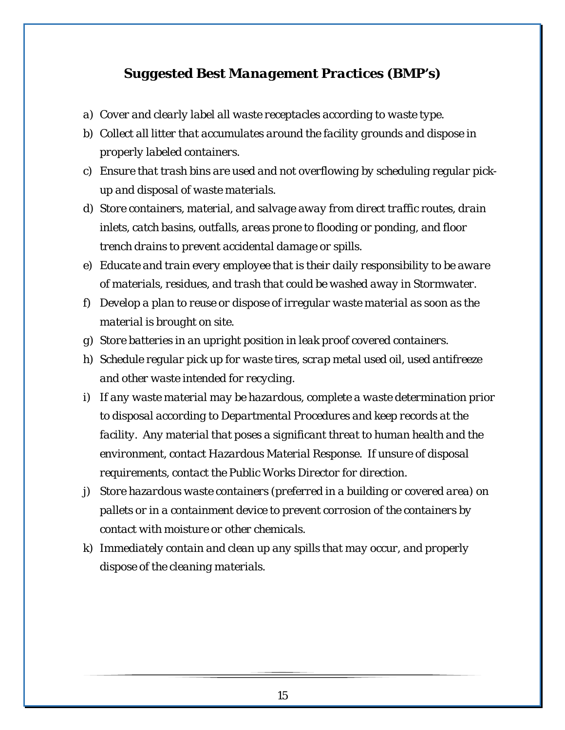## *Suggested Best Management Practices (BMP's)*

*a) Cover and clearly label all waste receptacles according to waste type.*

*b) Collect all litter that accumulates around the facility grounds and dispose in properly labeled containers.*

*c) Ensure that trash bins are used and not overflowing by scheduling regular pick-up and disposal of waste materials.*

*d) Store containers, material, and salvage away from direct traffic routes, drain inlets, catch basins, outfalls, areas prone to flooding or ponding, and floor trench drains to prevent accidental damage or spills.*

*e) Educate and train every employee that is their daily responsibility to be aware of materials, residues, and trash that could be washed away in Stormwater.*

*f) Develop a plan to reuse or dispose of irregular waste material as soon as the material is brought on site.*

*g) Store batteries in an upright position in leak proof covered containers.*

*h) Schedule regular pick up for waste tires, scrap metal used oil, used antifreeze and other waste intended for recycling.*

*i) If any waste material may be hazardous, complete a waste determination prior to disposal according to Departmental Procedures and keep records at the facility. Any material that poses a significant threat to human health and the environment, contact Hazardous Material Response. If unsure of disposal requirements, contact the Public Works Director for direction.*

*j) Store hazardous waste containers (preferred in a building or covered area) on pallets or in a containment device to prevent corrosion of the containers by contact with moisture or other chemicals.*

*k) Immediately contain and clean up any spills that may occur, and properly dispose of the cleaning materials.*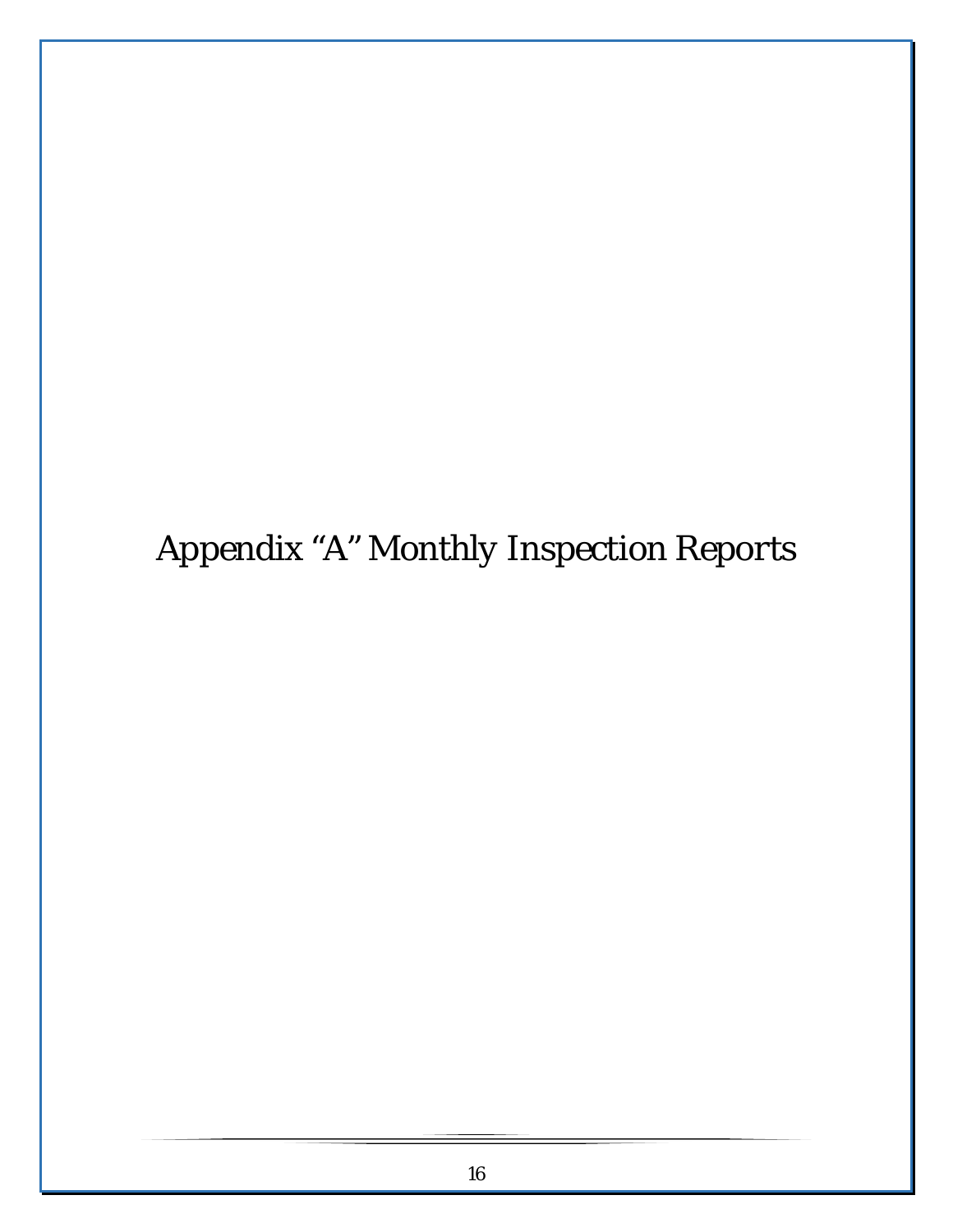# Appendix “A” Monthly Inspection Reports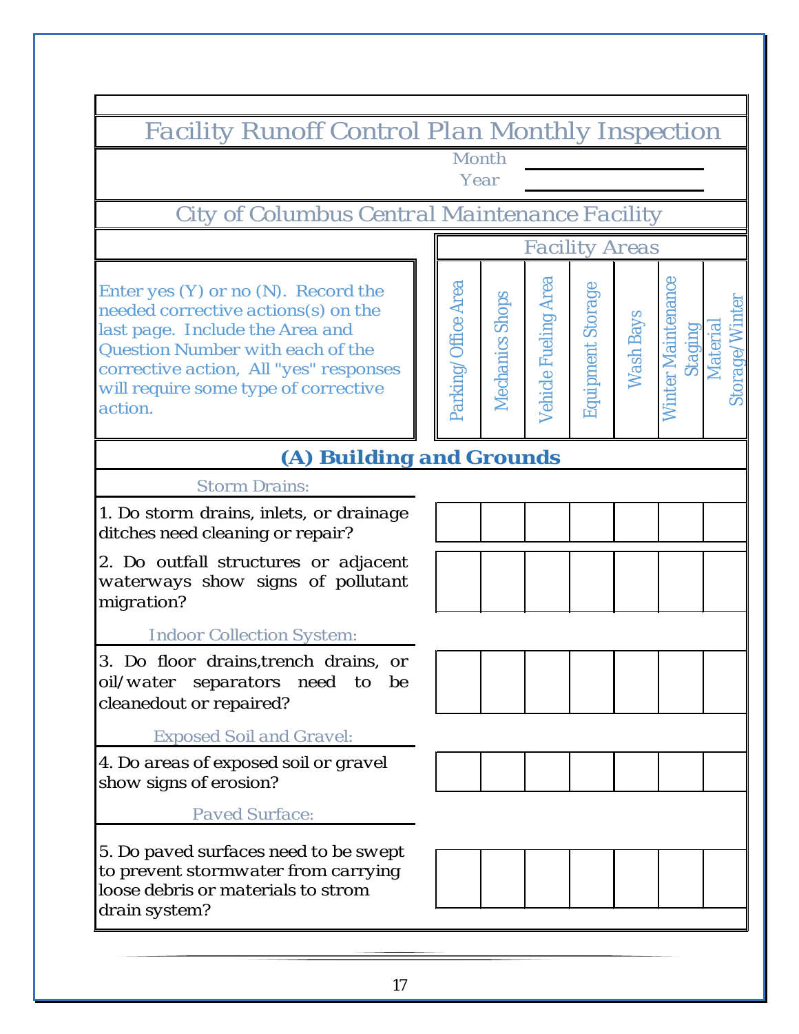# Facility Runoff Control Plan Monthly Inspection

Month ____________________

Year ____________________

## City of Columbus Central Maintenance Facility

Enter yes (Y) or no (N). Record the needed corrective actions(s) on the last page. Include the Area and Question Number with each of the corrective action, All "yes" responses will require some type of corrective action.

### (A) Building and Grounds

| Facility Areas | Parking/ Office Area | Mechanics Shops | Vehicle Fueling Area | Equipment Storage | Wash Bays | Winter Maintenance Staging | Material Storage/Winter |
|---|---|---|---|---|---|---|---|
| **Storm Drains:** | | | | | | | |
| 1. Do storm drains, inlets, or drainage ditches need cleaning or repair? | | | | | | | |
| 2. Do outfall structures or adjacent waterways show signs of pollutant migration? | | | | | | | |
| **Indoor Collection System:** | | | | | | | |
| 3. Do floor drains,trench drains, or oil/water separators need to be cleanedout or repaired? | | | | | | | |
| **Exposed Soil and Gravel:** | | | | | | | |
| 4. Do areas of exposed soil or gravel show signs of erosion? | | | | | | | |
| **Paved Surface:** | | | | | | | |
| 5. Do paved surfaces need to be swept to prevent stormwater from carrying loose debris or materials to strom drain system? | | | | | | | |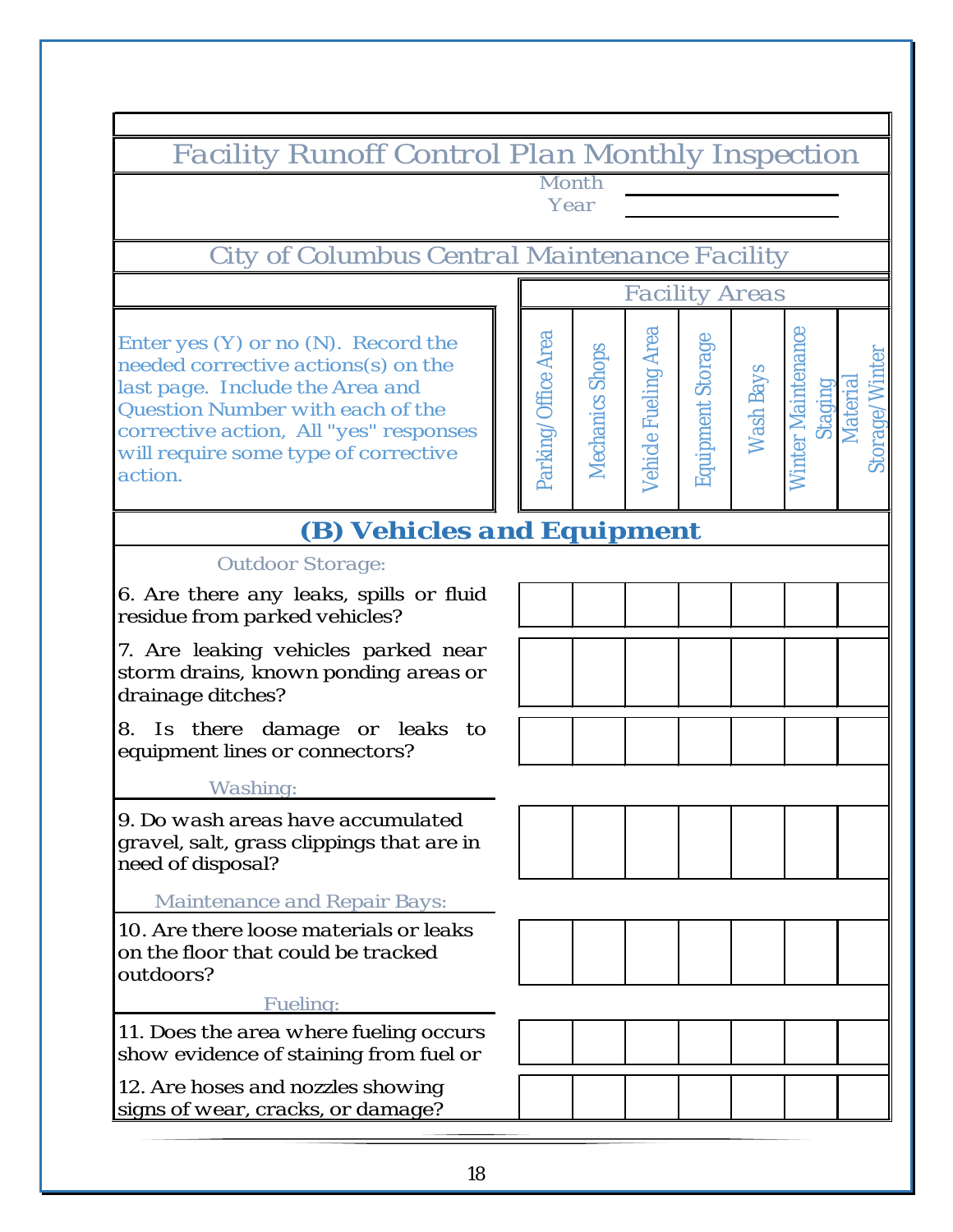# Facility Runoff Control Plan Monthly Inspection

Month ______________

Year ______________

## City of Columbus Central Maintenance Facility

Enter yes (Y) or no (N). Record the needed corrective actions(s) on the last page. Include the Area and Question Number with each of the corrective action, All "yes" responses will require some type of corrective action.

| | Facility Areas | | | | | | |
|---|---|---|---|---|---|---|---|
| | Parking/Office Area | Mechanics Shops | Vehicle Fueling Area | Equipment Storage | Wash Bays | Winter Maintenance Staging | Material Storage/Winter |
| **(B) Vehicles and Equipment** | | | | | | | |
| Outdoor Storage: | | | | | | | |
| 6. Are there any leaks, spills or fluid residue from parked vehicles? | | | | | | | |
| 7. Are leaking vehicles parked near storm drains, known ponding areas or drainage ditches? | | | | | | | |
| 8. Is there damage or leaks to equipment lines or connectors? | | | | | | | |
| Washing: | | | | | | | |
| 9. Do wash areas have accumulated gravel, salt, grass clippings that are in need of disposal? | | | | | | | |
| Maintenance and Repair Bays: | | | | | | | |
| 10. Are there loose materials or leaks on the floor that could be tracked outdoors? | | | | | | | |
| Fueling: | | | | | | | |
| 11. Does the area where fueling occurs show evidence of staining from fuel or | | | | | | | |
| 12. Are hoses and nozzles showing signs of wear, cracks, or damage? | | | | | | | |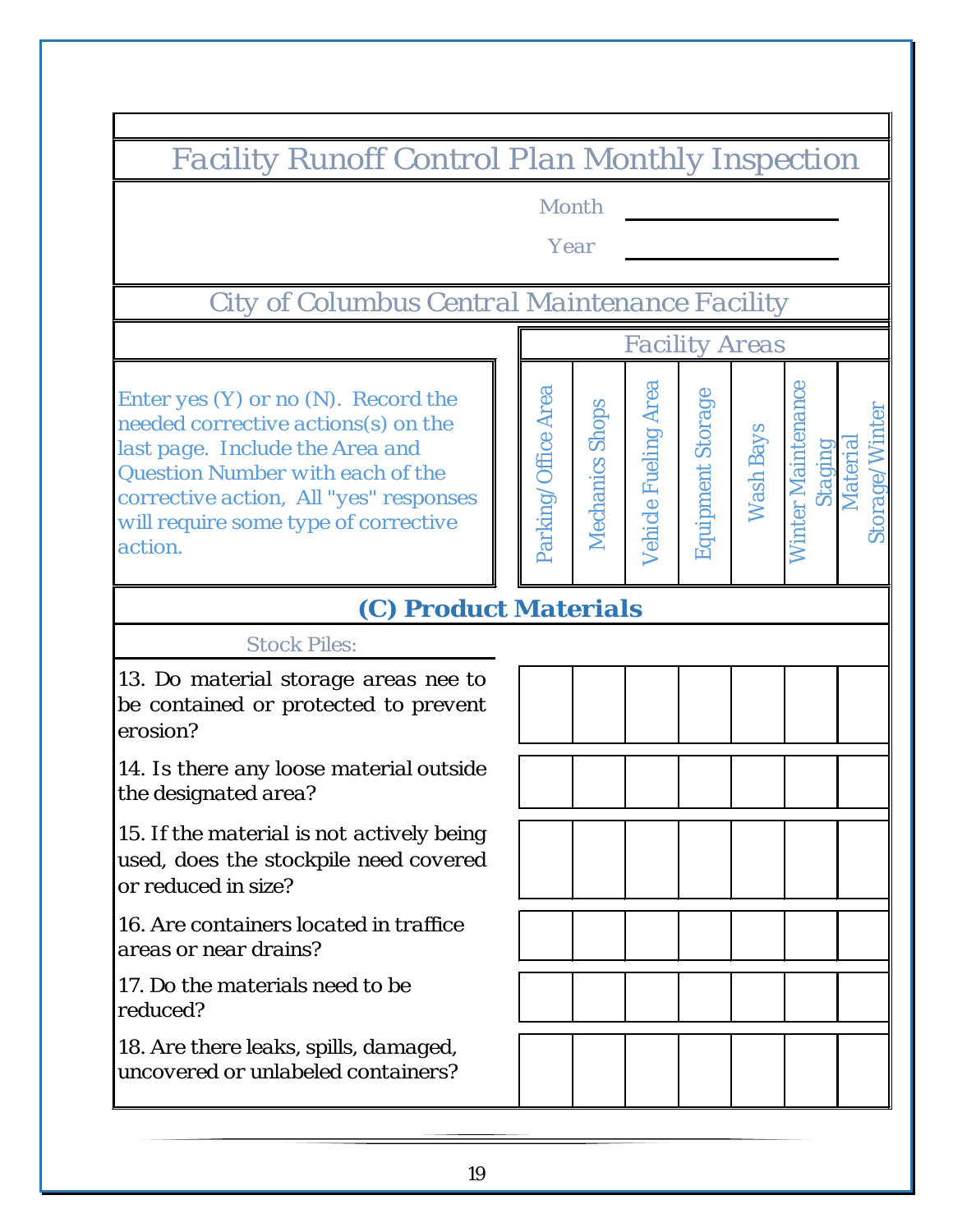# Facility Runoff Control Plan Monthly Inspection

Month ______________

Year ______________

## City of Columbus Central Maintenance Facility

Enter yes (Y) or no (N). Record the needed corrective actions(s) on the last page. Include the Area and Question Number with each of the corrective action, All "yes" responses will require some type of corrective action.

### (C) Product Materials

| Stock Piles: | Parking/Office Area | Mechanics Shops | Vehicle Fueling Area | Equipment Storage | Wash Bays | Winter Maintenance Staging | Material Storage/Winter |
|---|---|---|---|---|---|---|---|
| 13. Do material storage areas nee to be contained or protected to prevent erosion? | | | | | | | |
| 14. Is there any loose material outside the designated area? | | | | | | | |
| 15. If the material is not actively being used, does the stockpile need covered or reduced in size? | | | | | | | |
| 16. Are containers located in traffice areas or near drains? | | | | | | | |
| 17. Do the materials need to be reduced? | | | | | | | |
| 18. Are there leaks, spills, damaged, uncovered or unlabeled containers? | | | | | | | |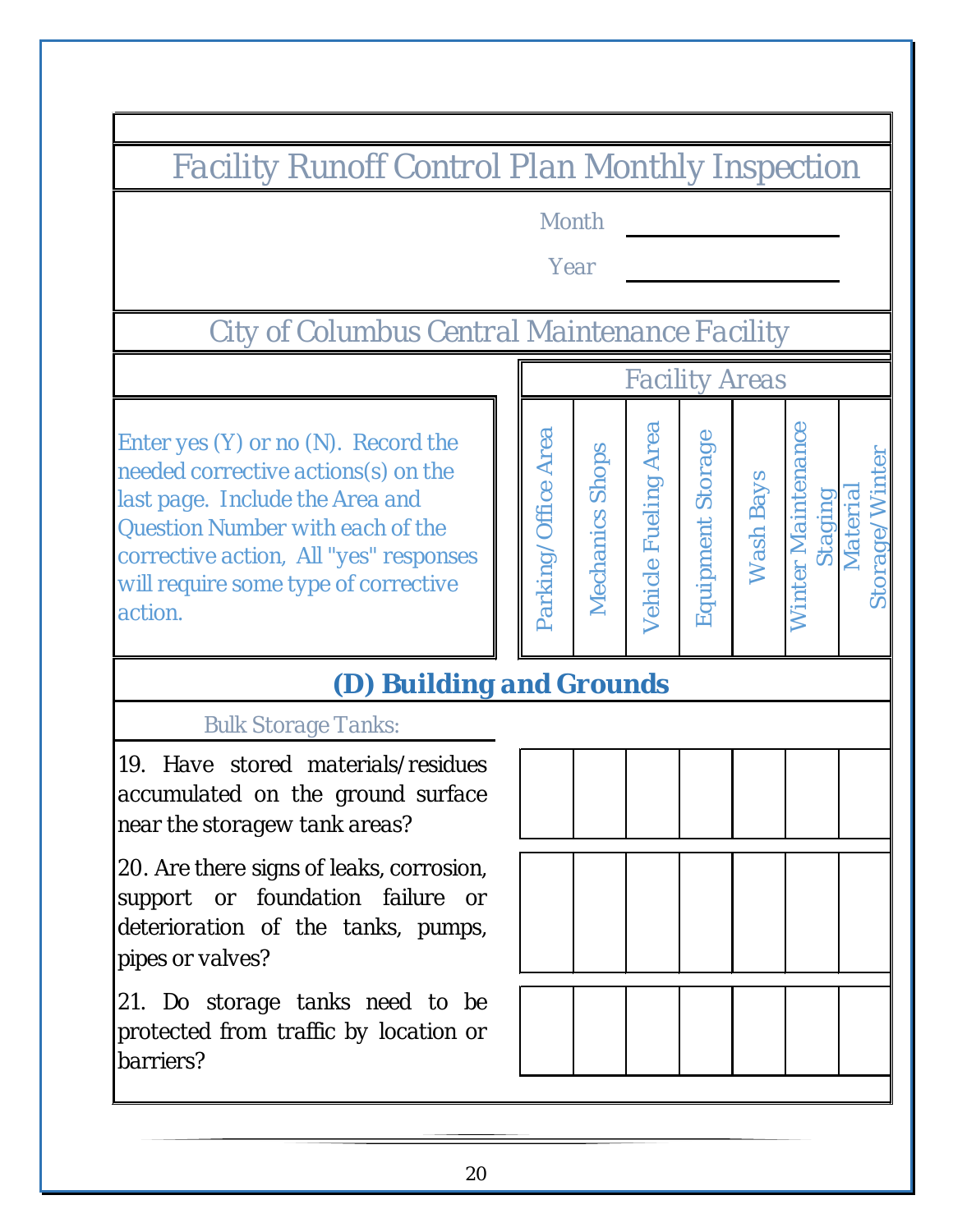# Facility Runoff Control Plan Monthly Inspection

Month ____________

Year ____________

## City of Columbus Central Maintenance Facility

| Enter yes (Y) or no (N). Record the needed corrective actions(s) on the last page. Include the Area and Question Number with each of the corrective action, All "yes" responses will require some type of corrective action. | Parking/Office Area | Mechanics Shops | Vehicle Fueling Area | Equipment Storage | Wash Bays | Winter Maintenance Staging | Material Storage/Winter |
|---|---|---|---|---|---|---|---|
| **(D) Building and Grounds** | | | | | | | |
| Bulk Storage Tanks: | | | | | | | |
| 19. Have stored materials/residues accumulated on the ground surface near the storagew tank areas? | | | | | | | |
| 20. Are there signs of leaks, corrosion, support or foundation failure or deterioration of the tanks, pumps, pipes or valves? | | | | | | | |
| 21. Do storage tanks need to be protected from traffic by location or barriers? | | | | | | | |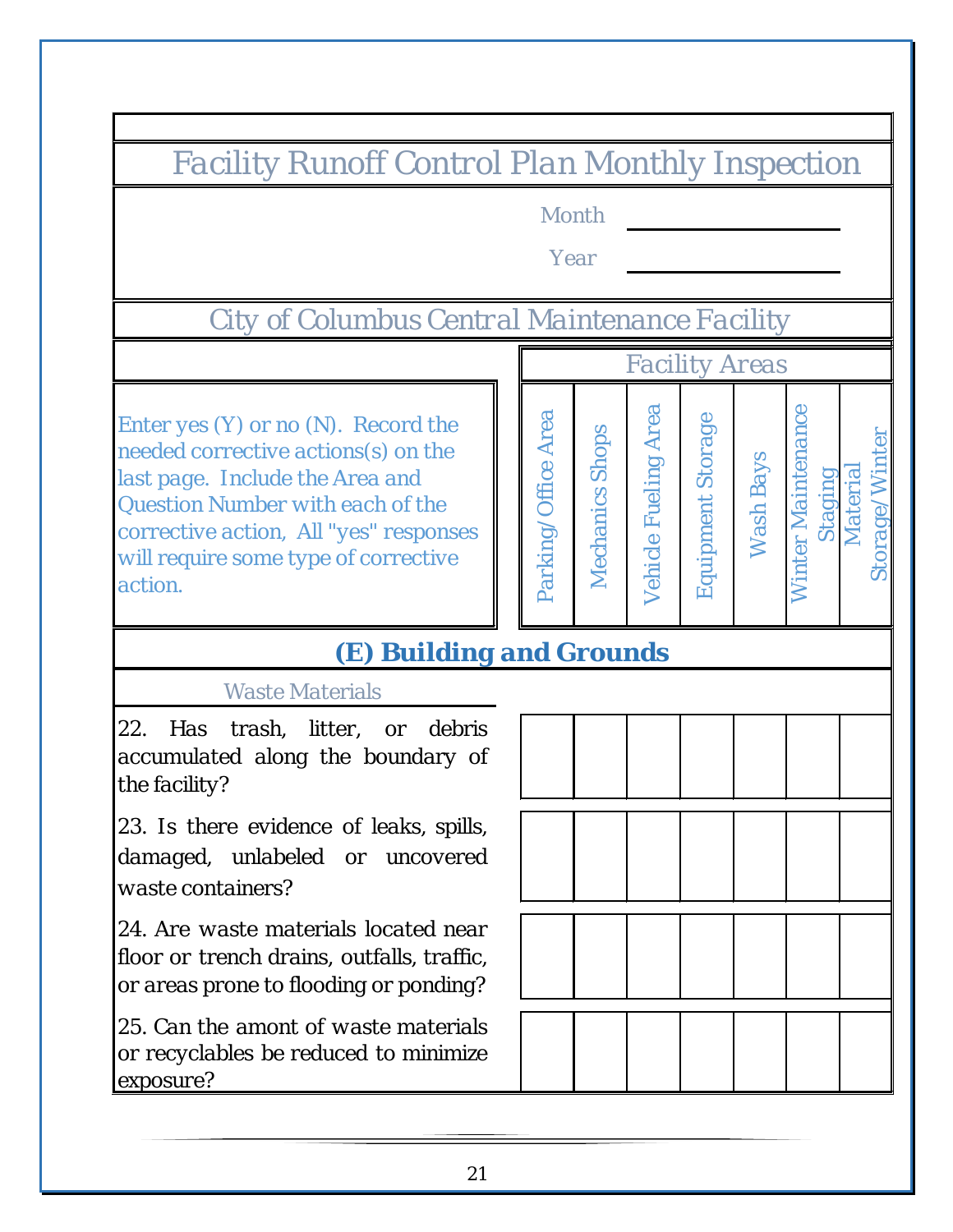# Facility Runoff Control Plan Monthly Inspection

Month ______________

Year ______________

## City of Columbus Central Maintenance Facility

Enter yes (Y) or no (N). Record the needed corrective actions(s) on the last page. Include the Area and Question Number with each of the corrective action, All "yes" responses will require some type of corrective action.

| | Facility Areas | | | | | | |
|---|---|---|---|---|---|---|---|
| | Parking/Office Area | Mechanics Shops | Vehicle Fueling Area | Equipment Storage | Wash Bays | Winter Maintenance Staging | Material Storage/Winter |
| **(E) Building and Grounds** | | | | | | | |
| *Waste Materials* | | | | | | | |
| 22. Has trash, litter, or debris accumulated along the boundary of the facility? | | | | | | | |
| 23. Is there evidence of leaks, spills, damaged, unlabeled or uncovered waste containers? | | | | | | | |
| 24. Are waste materials located near floor or trench drains, outfalls, traffic, or areas prone to flooding or ponding? | | | | | | | |
| 25. Can the amont of waste materials or recyclables be reduced to minimize exposure? | | | | | | | |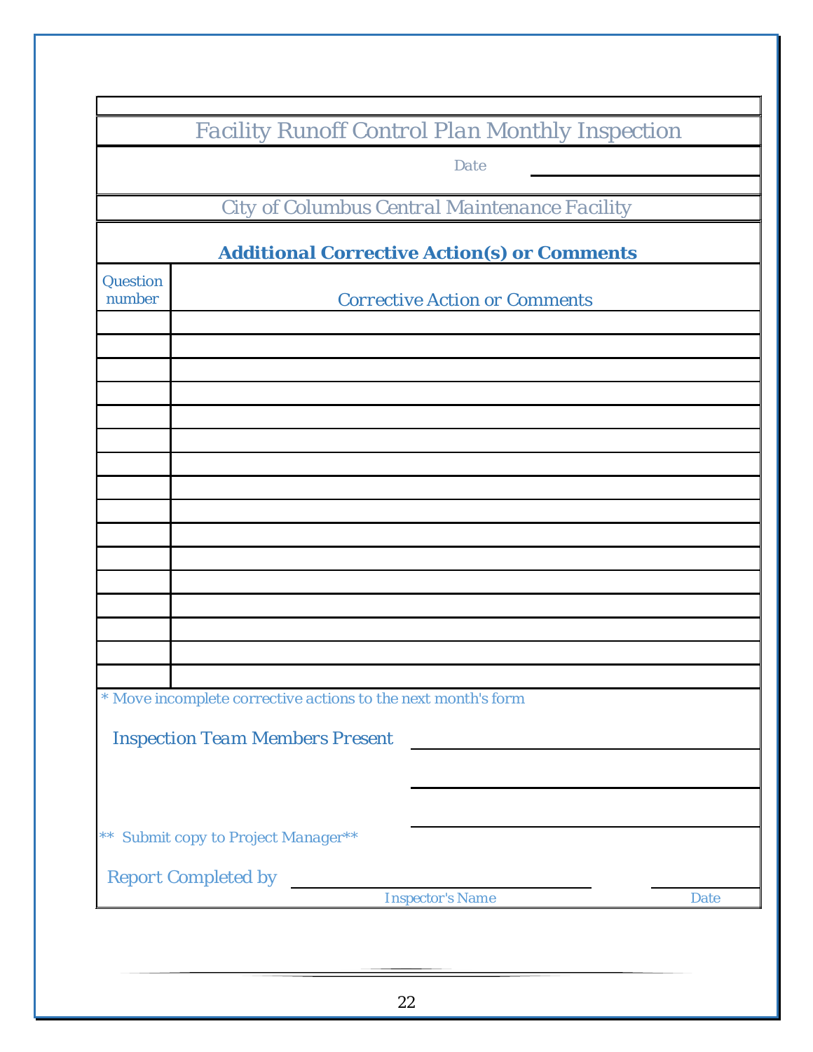# *Facility Runoff Control Plan Monthly Inspection*

*Date* ____________________

*City of Columbus Central Maintenance Facility*

## **Additional Corrective Action(s) or Comments**

| Question number | Corrective Action or Comments |
|---|---|
| | |
| | |
| | |
| | |
| | |
| | |
| | |
| | |
| | |
| | |
| | |
| | |
| | |
| | |
| | |
| | |

\* Move incomplete corrective actions to the next month's form

*Inspection Team Members Present* ____________________

____________________

____________________

** Submit copy to Project Manager**

*Report Completed by* ____________________ ____________

Inspector's Name Date